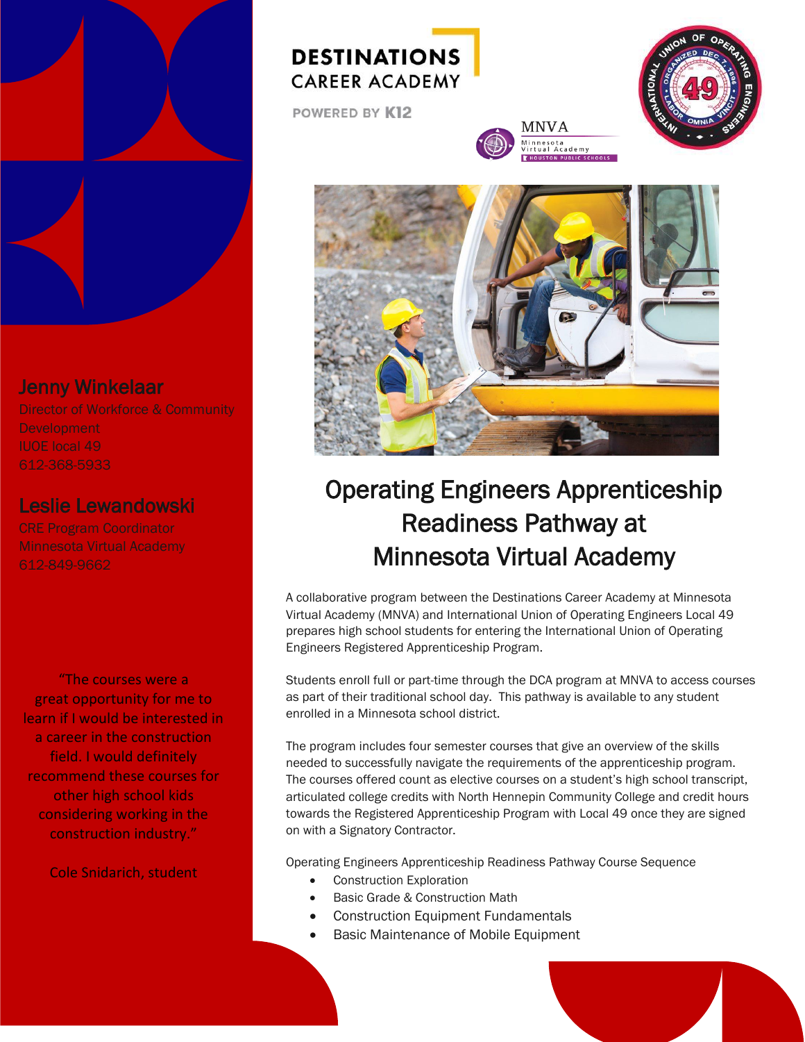DESTINATIONS CAREER ACADEMY

POWERED BY K12

MNVA
Minnesota Virtual Academy
HOUSTON PUBLIC SCHOOLS

# Operating Engineers Apprenticeship Readiness Pathway at Minnesota Virtual Academy

A collaborative program between the Destinations Career Academy at Minnesota Virtual Academy (MNVA) and International Union of Operating Engineers Local 49 prepares high school students for entering the International Union of Operating Engineers Registered Apprenticeship Program.

Students enroll full or part-time through the DCA program at MNVA to access courses as part of their traditional school day. This pathway is available to any student enrolled in a Minnesota school district.

The program includes four semester courses that give an overview of the skills needed to successfully navigate the requirements of the apprenticeship program. The courses offered count as elective courses on a student's high school transcript, articulated college credits with North Hennepin Community College and credit hours towards the Registered Apprenticeship Program with Local 49 once they are signed on with a Signatory Contractor.

Operating Engineers Apprenticeship Readiness Pathway Course Sequence

- Construction Exploration
- Basic Grade & Construction Math
- Construction Equipment Fundamentals
- Basic Maintenance of Mobile Equipment

## Jenny Winkelaar

Director of Workforce & Community Development
IUOE local 49
612-368-5933

## Leslie Lewandowski

CRE Program Coordinator
Minnesota Virtual Academy
612-849-9662

"The courses were a great opportunity for me to learn if I would be interested in a career in the construction field. I would definitely recommend these courses for other high school kids considering working in the construction industry."

Cole Snidarich, student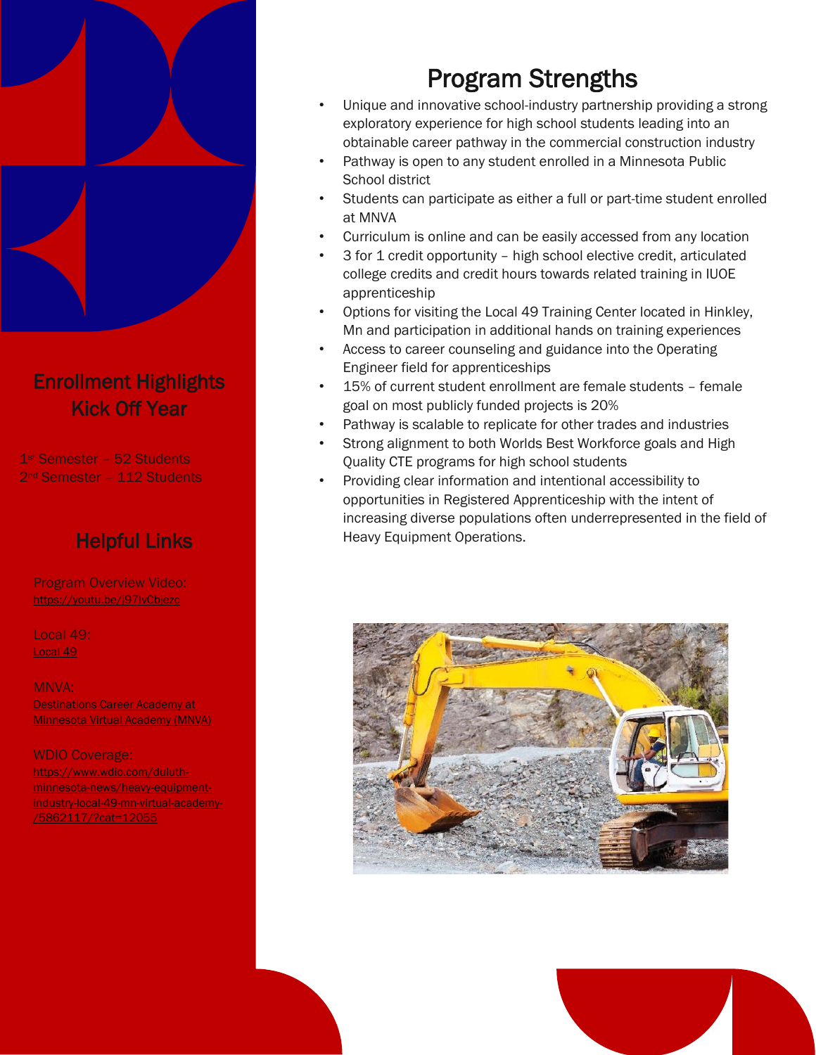## Enrollment Highlights Kick Off Year

1st Semester – 52 Students
2nd Semester – 112 Students

## Helpful Links

Program Overview Video:
https://youtu.be/j97lvCbjezc

Local 49:
Local 49

MNVA:
Destinations Career Academy at Minnesota Virtual Academy (MNVA)

WDIO Coverage:
https://www.wdio.com/duluth-minnesota-news/heavy-equipment-industry-local-49-mn-virtual-academy-/5862117/?cat=12055

# Program Strengths

- Unique and innovative school-industry partnership providing a strong exploratory experience for high school students leading into an obtainable career pathway in the commercial construction industry
- Pathway is open to any student enrolled in a Minnesota Public School district
- Students can participate as either a full or part-time student enrolled at MNVA
- Curriculum is online and can be easily accessed from any location
- 3 for 1 credit opportunity – high school elective credit, articulated college credits and credit hours towards related training in IUOE apprenticeship
- Options for visiting the Local 49 Training Center located in Hinkley, Mn and participation in additional hands on training experiences
- Access to career counseling and guidance into the Operating Engineer field for apprenticeships
- 15% of current student enrollment are female students – female goal on most publicly funded projects is 20%
- Pathway is scalable to replicate for other trades and industries
- Strong alignment to both Worlds Best Workforce goals and High Quality CTE programs for high school students
- Providing clear information and intentional accessibility to opportunities in Registered Apprenticeship with the intent of increasing diverse populations often underrepresented in the field of Heavy Equipment Operations.